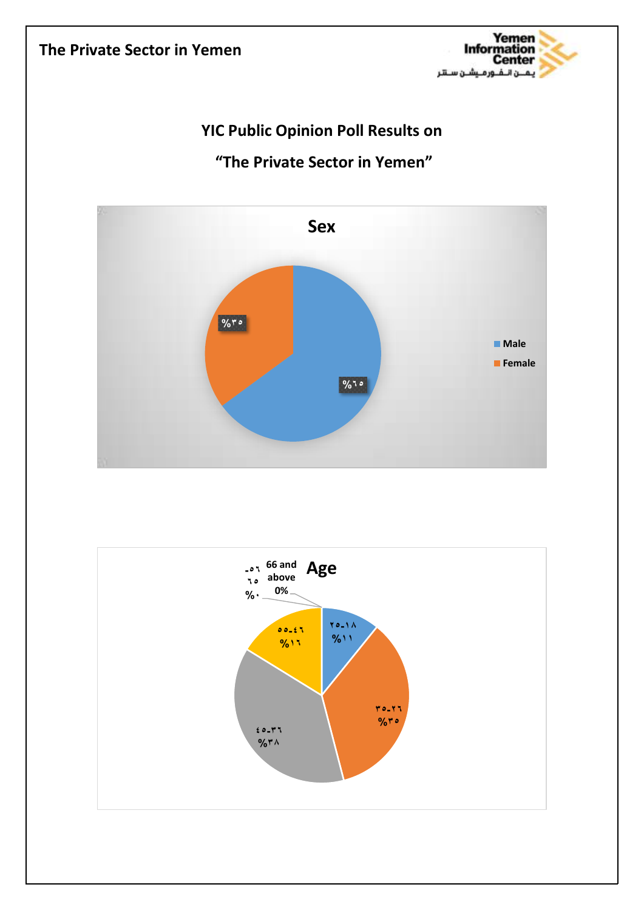# YIC Public Opinion Poll Results on

## "The Private Sector in Yemen"

**Sex**

- Male: %٦٥
- Female: %٣٥

**Age**

- ١٨-٢٥: %١١
- ٢٦-٣٥: %٣٥
- ٣٦-٤٥: %٣٨
- ٤٦-٥٥: %١٦
- ٥٦-٦٥: %٠
- 66 and above: 0%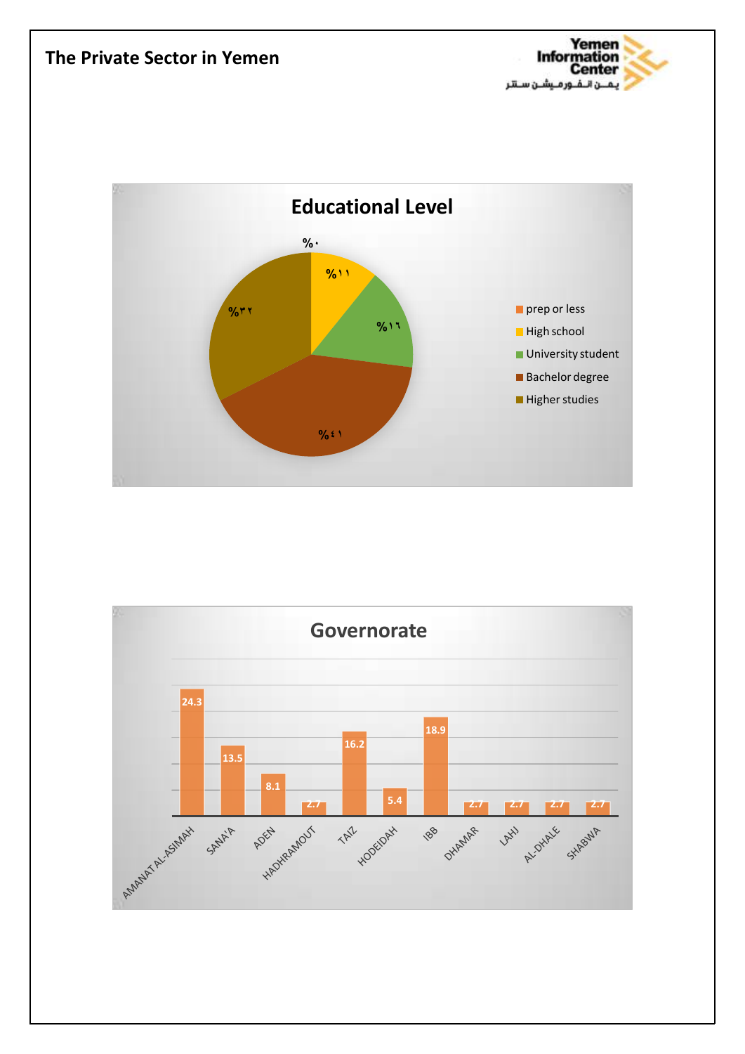## Educational Level

| Educational Level | Percentage |
|---|---|
| prep or less | %٠ |
| High school | %١١ |
| University student | %١٦ |
| Bachelor degree | %٤١ |
| Higher studies | %٣٢ |

## Governorate

| Governorate | Value |
|---|---|
| AMANAT AL-ASIMAH | 24.3 |
| SANA'A | 13.5 |
| ADEN | 8.1 |
| HADHRAMOUT | 2.7 |
| TAIZ | 16.2 |
| HODEIDAH | 5.4 |
| IBB | 18.9 |
| DHAMAR | 2.7 |
| LAHJ | 2.7 |
| AL-DHALE | 2.7 |
| SHABWA | 2.7 |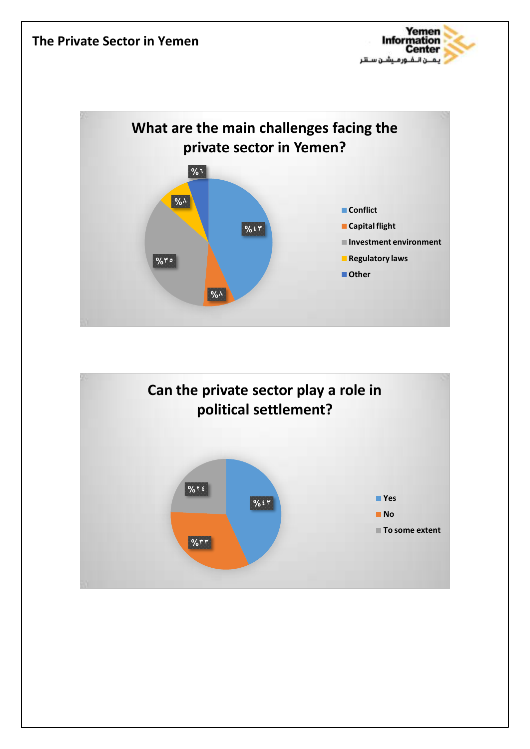**What are the main challenges facing the private sector in Yemen?**

| Challenge | Percentage |
| --- | --- |
| Conflict | %٤٣ |
| Capital flight | %٨ |
| Investment environment | %٣٥ |
| Regulatory laws | %٨ |
| Other | %٦ |

**Can the private sector play a role in political settlement?**

| Response | Percentage |
| --- | --- |
| Yes | %٤٣ |
| No | %٣٣ |
| To some extent | %٢٤ |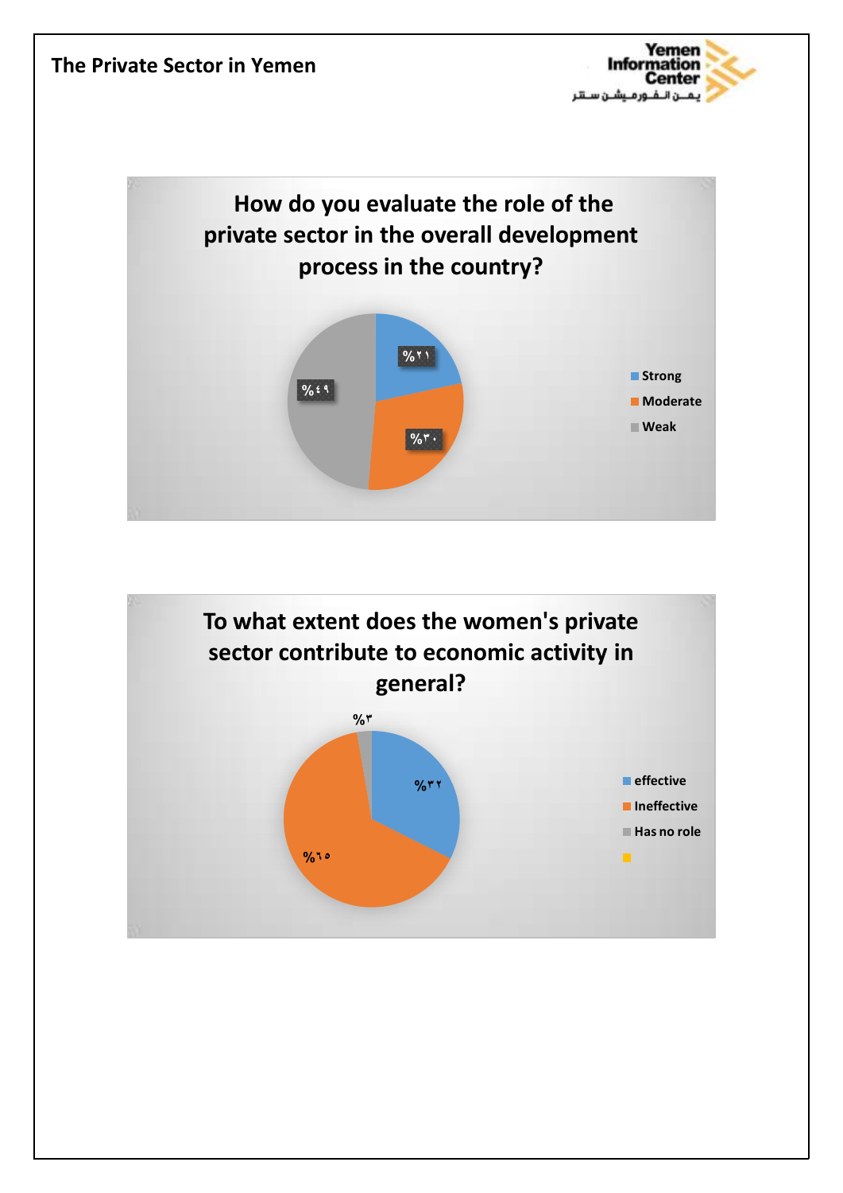**How do you evaluate the role of the private sector in the overall development process in the country?**

- Strong: %٢١
- Moderate: %٣٠
- Weak: %٤٩

**To what extent does the women's private sector contribute to economic activity in general?**

- effective: %٣٢
- Ineffective: %٦٥
- Has no role: %٣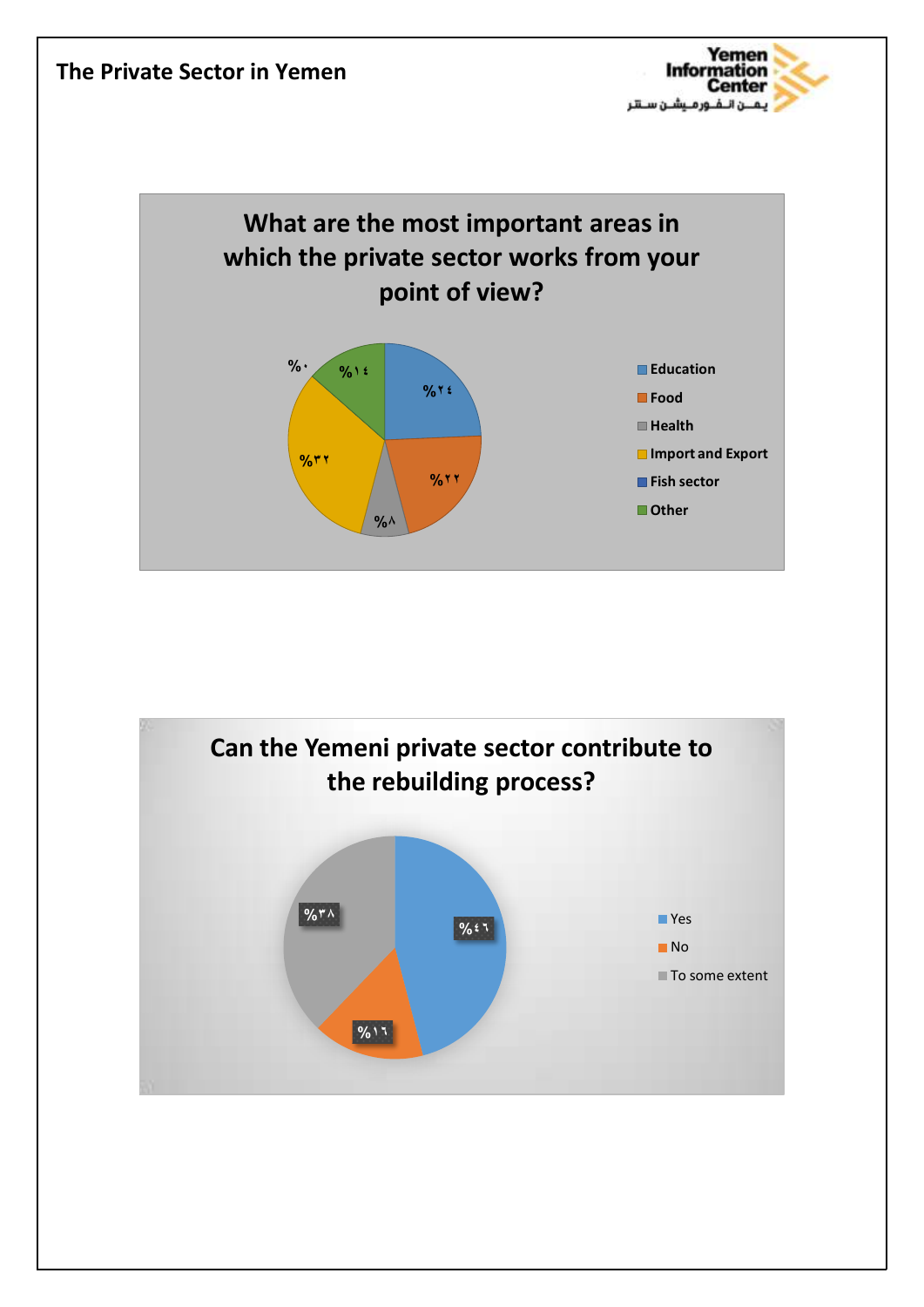# The Private Sector in Yemen

## What are the most important areas in which the private sector works from your point of view?

| Area | Percentage |
|---|---|
| Education | %٢٤ |
| Food | %٢٢ |
| Health | %٨ |
| Import and Export | %٣٢ |
| Fish sector | %٠ |
| Other | %١٤ |

## Can the Yemeni private sector contribute to the rebuilding process?

| Answer | Percentage |
|---|---|
| Yes | %٤٦ |
| No | %١٦ |
| To some extent | %٣٨ |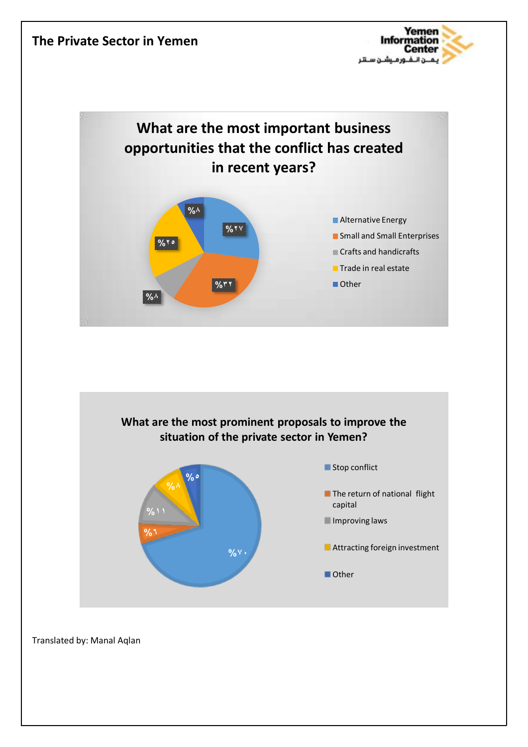What are the most important business opportunities that the conflict has created in recent years?

%٢٧
%٣٢
%٨
%٢٥
%٨

Alternative Energy
Small and Small Enterprises
Crafts and handicrafts
Trade in real estate
Other

What are the most prominent proposals to improve the situation of the private sector in Yemen?

%٧٠
%٦
%١١
%٨
%٥

Stop conflict
The return of national flight capital
Improving laws
Attracting foreign investment
Other

Translated by: Manal Aqlan